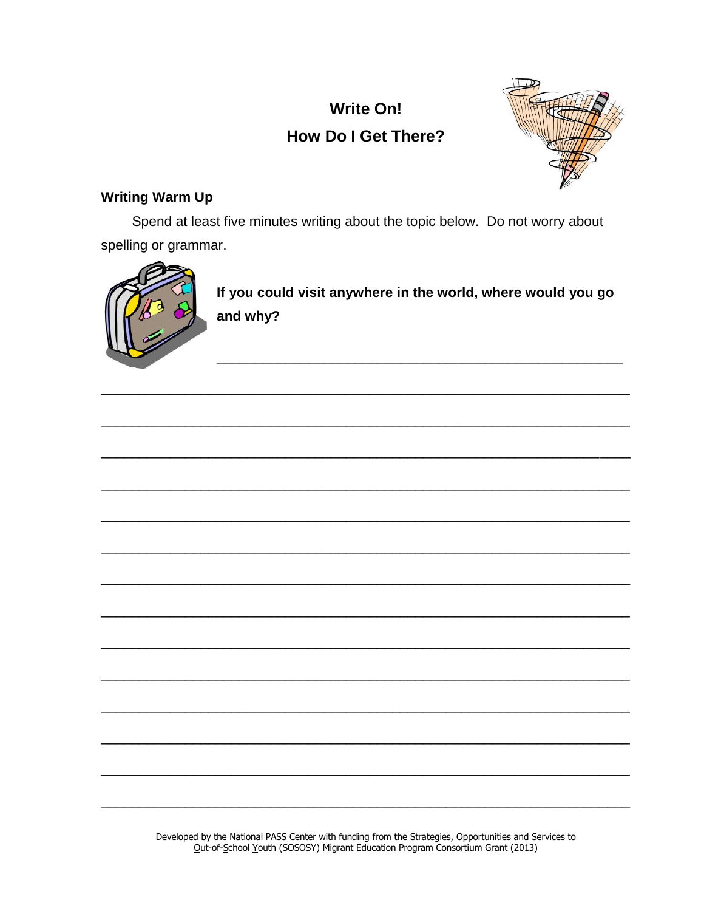# Write On!

## How Do I Get There?

### Writing Warm Up

Spend at least five minutes writing about the topic below. Do not worry about spelling or grammar.

**If you could visit anywhere in the world, where would you go and why?**

______________________________________________________

______________________________________________________

______________________________________________________

______________________________________________________

______________________________________________________

______________________________________________________

______________________________________________________

______________________________________________________

______________________________________________________

______________________________________________________

______________________________________________________

______________________________________________________

______________________________________________________

______________________________________________________

______________________________________________________

Developed by the National PASS Center with funding from the Strategies, Opportunities and Services to Out-of-School Youth (SOSOSY) Migrant Education Program Consortium Grant (2013)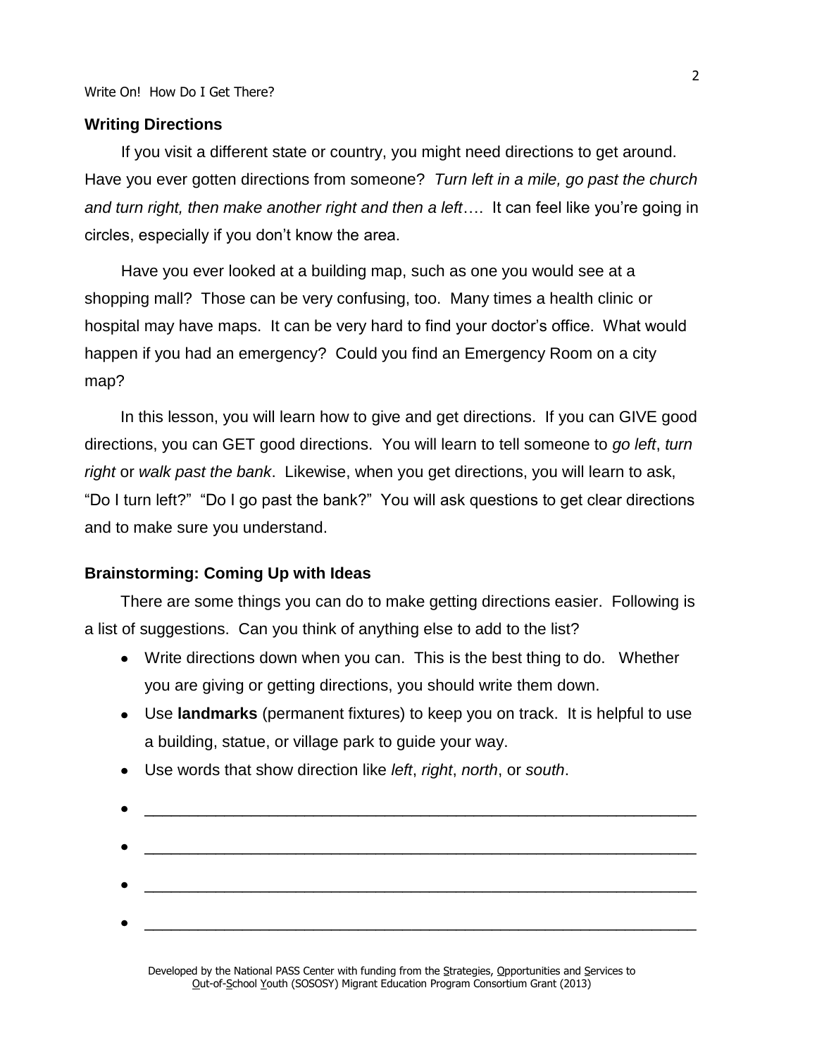## Writing Directions

If you visit a different state or country, you might need directions to get around. Have you ever gotten directions from someone? *Turn left in a mile, go past the church and turn right, then make another right and then a left*…. It can feel like you're going in circles, especially if you don't know the area.

Have you ever looked at a building map, such as one you would see at a shopping mall? Those can be very confusing, too. Many times a health clinic or hospital may have maps. It can be very hard to find your doctor's office. What would happen if you had an emergency? Could you find an Emergency Room on a city map?

In this lesson, you will learn how to give and get directions. If you can GIVE good directions, you can GET good directions. You will learn to tell someone to *go left*, *turn right* or *walk past the bank*. Likewise, when you get directions, you will learn to ask, "Do I turn left?" "Do I go past the bank?" You will ask questions to get clear directions and to make sure you understand.

## Brainstorming: Coming Up with Ideas

There are some things you can do to make getting directions easier. Following is a list of suggestions. Can you think of anything else to add to the list?

- Write directions down when you can. This is the best thing to do. Whether you are giving or getting directions, you should write them down.
- Use **landmarks** (permanent fixtures) to keep you on track. It is helpful to use a building, statue, or village park to guide your way.
- Use words that show direction like *left*, *right*, *north*, or *south*.
- ______________________________________________________________
- ______________________________________________________________
- ______________________________________________________________
- ______________________________________________________________

Developed by the National PASS Center with funding from the Strategies, Opportunities and Services to Out-of-School Youth (SOSOSY) Migrant Education Program Consortium Grant (2013)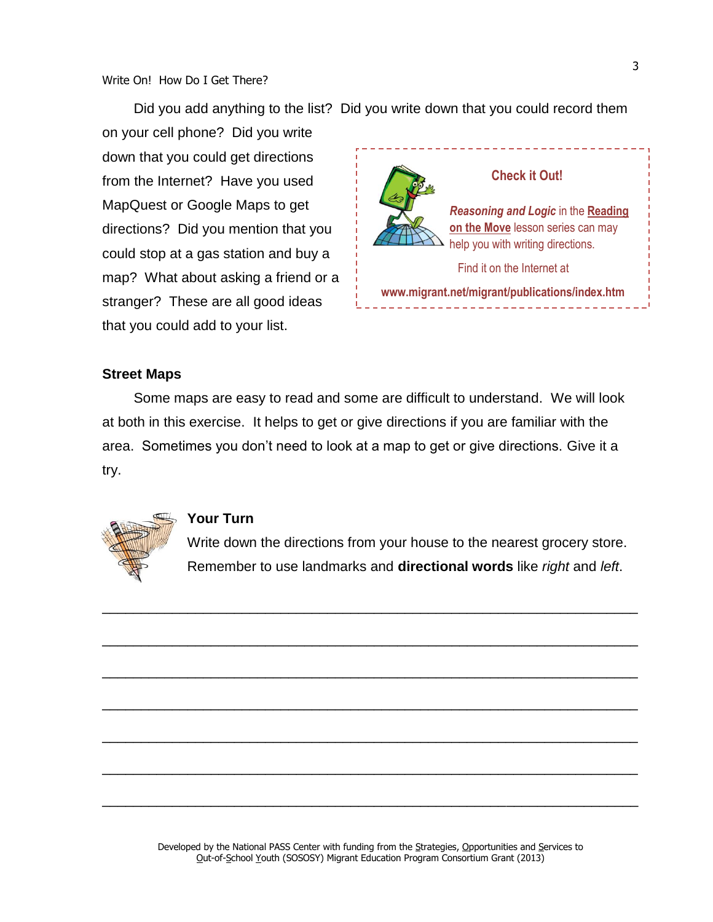Did you add anything to the list? Did you write down that you could record them on your cell phone? Did you write down that you could get directions from the Internet? Have you used MapQuest or Google Maps to get directions? Did you mention that you could stop at a gas station and buy a map? What about asking a friend or a stranger? These are all good ideas that you could add to your list.

> **Check it Out!**
>
> ***Reasoning and Logic*** in the **Reading on the Move** lesson series can may help you with writing directions.
>
> Find it on the Internet at
>
> **www.migrant.net/migrant/publications/index.htm**

### Street Maps

Some maps are easy to read and some are difficult to understand. We will look at both in this exercise. It helps to get or give directions if you are familiar with the area. Sometimes you don't need to look at a map to get or give directions. Give it a try.

### Your Turn

Write down the directions from your house to the nearest grocery store. Remember to use landmarks and **directional words** like *right* and *left*.

_______________________________________________________________________

_______________________________________________________________________

_______________________________________________________________________

_______________________________________________________________________

_______________________________________________________________________

_______________________________________________________________________

_______________________________________________________________________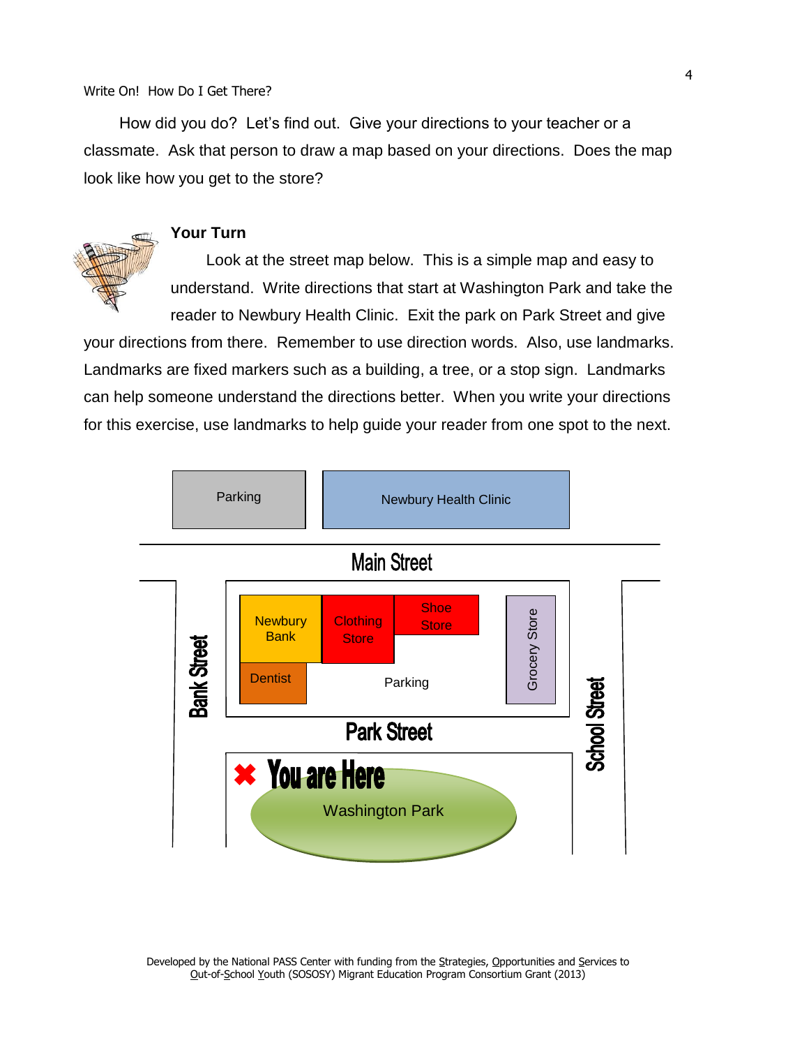How did you do? Let's find out. Give your directions to your teacher or a classmate. Ask that person to draw a map based on your directions. Does the map look like how you get to the store?

### Your Turn

Look at the street map below. This is a simple map and easy to understand. Write directions that start at Washington Park and take the reader to Newbury Health Clinic. Exit the park on Park Street and give your directions from there. Remember to use direction words. Also, use landmarks. Landmarks are fixed markers such as a building, a tree, or a stop sign. Landmarks can help someone understand the directions better. When you write your directions for this exercise, use landmarks to help guide your reader from one spot to the next.

Parking

Newbury Health Clinic

Main Street

Bank Street

Newbury Bank

Clothing Store

Shoe Store

Grocery Store

Dentist

Parking

Park Street

School Street

✖ You are Here

Washington Park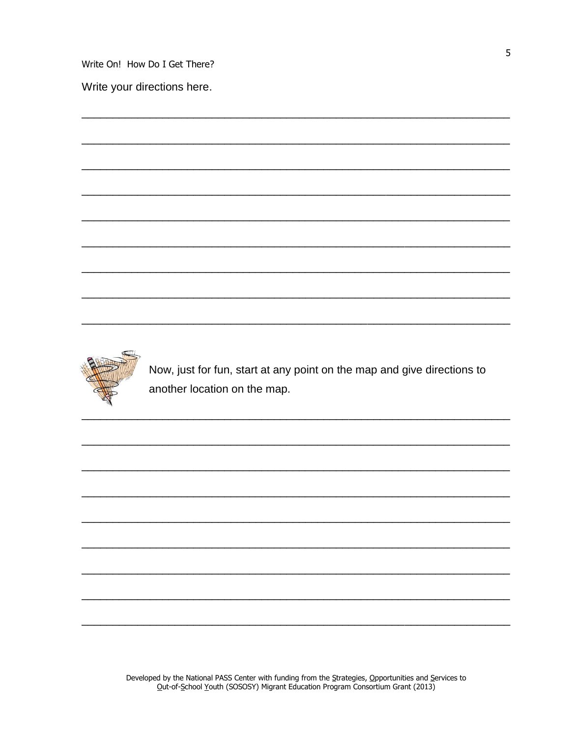Write your directions here.

\_\_\_\_\_\_\_\_\_\_\_\_\_\_\_\_\_\_\_\_\_\_\_\_\_\_\_\_\_\_\_\_\_\_\_\_\_\_\_\_\_\_\_\_\_\_\_\_\_\_\_\_\_\_\_\_\_\_\_\_\_\_\_\_\_\_\_\_\_\_\_\_

\_\_\_\_\_\_\_\_\_\_\_\_\_\_\_\_\_\_\_\_\_\_\_\_\_\_\_\_\_\_\_\_\_\_\_\_\_\_\_\_\_\_\_\_\_\_\_\_\_\_\_\_\_\_\_\_\_\_\_\_\_\_\_\_\_\_\_\_\_\_\_\_

\_\_\_\_\_\_\_\_\_\_\_\_\_\_\_\_\_\_\_\_\_\_\_\_\_\_\_\_\_\_\_\_\_\_\_\_\_\_\_\_\_\_\_\_\_\_\_\_\_\_\_\_\_\_\_\_\_\_\_\_\_\_\_\_\_\_\_\_\_\_\_\_

\_\_\_\_\_\_\_\_\_\_\_\_\_\_\_\_\_\_\_\_\_\_\_\_\_\_\_\_\_\_\_\_\_\_\_\_\_\_\_\_\_\_\_\_\_\_\_\_\_\_\_\_\_\_\_\_\_\_\_\_\_\_\_\_\_\_\_\_\_\_\_\_

\_\_\_\_\_\_\_\_\_\_\_\_\_\_\_\_\_\_\_\_\_\_\_\_\_\_\_\_\_\_\_\_\_\_\_\_\_\_\_\_\_\_\_\_\_\_\_\_\_\_\_\_\_\_\_\_\_\_\_\_\_\_\_\_\_\_\_\_\_\_\_\_

\_\_\_\_\_\_\_\_\_\_\_\_\_\_\_\_\_\_\_\_\_\_\_\_\_\_\_\_\_\_\_\_\_\_\_\_\_\_\_\_\_\_\_\_\_\_\_\_\_\_\_\_\_\_\_\_\_\_\_\_\_\_\_\_\_\_\_\_\_\_\_\_

\_\_\_\_\_\_\_\_\_\_\_\_\_\_\_\_\_\_\_\_\_\_\_\_\_\_\_\_\_\_\_\_\_\_\_\_\_\_\_\_\_\_\_\_\_\_\_\_\_\_\_\_\_\_\_\_\_\_\_\_\_\_\_\_\_\_\_\_\_\_\_\_

\_\_\_\_\_\_\_\_\_\_\_\_\_\_\_\_\_\_\_\_\_\_\_\_\_\_\_\_\_\_\_\_\_\_\_\_\_\_\_\_\_\_\_\_\_\_\_\_\_\_\_\_\_\_\_\_\_\_\_\_\_\_\_\_\_\_\_\_\_\_\_\_

\_\_\_\_\_\_\_\_\_\_\_\_\_\_\_\_\_\_\_\_\_\_\_\_\_\_\_\_\_\_\_\_\_\_\_\_\_\_\_\_\_\_\_\_\_\_\_\_\_\_\_\_\_\_\_\_\_\_\_\_\_\_\_\_\_\_\_\_\_\_\_\_

Now, just for fun, start at any point on the map and give directions to another location on the map.

\_\_\_\_\_\_\_\_\_\_\_\_\_\_\_\_\_\_\_\_\_\_\_\_\_\_\_\_\_\_\_\_\_\_\_\_\_\_\_\_\_\_\_\_\_\_\_\_\_\_\_\_\_\_\_\_\_\_\_\_\_\_\_\_\_\_\_\_\_\_\_\_

\_\_\_\_\_\_\_\_\_\_\_\_\_\_\_\_\_\_\_\_\_\_\_\_\_\_\_\_\_\_\_\_\_\_\_\_\_\_\_\_\_\_\_\_\_\_\_\_\_\_\_\_\_\_\_\_\_\_\_\_\_\_\_\_\_\_\_\_\_\_\_\_

\_\_\_\_\_\_\_\_\_\_\_\_\_\_\_\_\_\_\_\_\_\_\_\_\_\_\_\_\_\_\_\_\_\_\_\_\_\_\_\_\_\_\_\_\_\_\_\_\_\_\_\_\_\_\_\_\_\_\_\_\_\_\_\_\_\_\_\_\_\_\_\_

\_\_\_\_\_\_\_\_\_\_\_\_\_\_\_\_\_\_\_\_\_\_\_\_\_\_\_\_\_\_\_\_\_\_\_\_\_\_\_\_\_\_\_\_\_\_\_\_\_\_\_\_\_\_\_\_\_\_\_\_\_\_\_\_\_\_\_\_\_\_\_\_

\_\_\_\_\_\_\_\_\_\_\_\_\_\_\_\_\_\_\_\_\_\_\_\_\_\_\_\_\_\_\_\_\_\_\_\_\_\_\_\_\_\_\_\_\_\_\_\_\_\_\_\_\_\_\_\_\_\_\_\_\_\_\_\_\_\_\_\_\_\_\_\_

\_\_\_\_\_\_\_\_\_\_\_\_\_\_\_\_\_\_\_\_\_\_\_\_\_\_\_\_\_\_\_\_\_\_\_\_\_\_\_\_\_\_\_\_\_\_\_\_\_\_\_\_\_\_\_\_\_\_\_\_\_\_\_\_\_\_\_\_\_\_\_\_

\_\_\_\_\_\_\_\_\_\_\_\_\_\_\_\_\_\_\_\_\_\_\_\_\_\_\_\_\_\_\_\_\_\_\_\_\_\_\_\_\_\_\_\_\_\_\_\_\_\_\_\_\_\_\_\_\_\_\_\_\_\_\_\_\_\_\_\_\_\_\_\_

\_\_\_\_\_\_\_\_\_\_\_\_\_\_\_\_\_\_\_\_\_\_\_\_\_\_\_\_\_\_\_\_\_\_\_\_\_\_\_\_\_\_\_\_\_\_\_\_\_\_\_\_\_\_\_\_\_\_\_\_\_\_\_\_\_\_\_\_\_\_\_\_

\_\_\_\_\_\_\_\_\_\_\_\_\_\_\_\_\_\_\_\_\_\_\_\_\_\_\_\_\_\_\_\_\_\_\_\_\_\_\_\_\_\_\_\_\_\_\_\_\_\_\_\_\_\_\_\_\_\_\_\_\_\_\_\_\_\_\_\_\_\_\_\_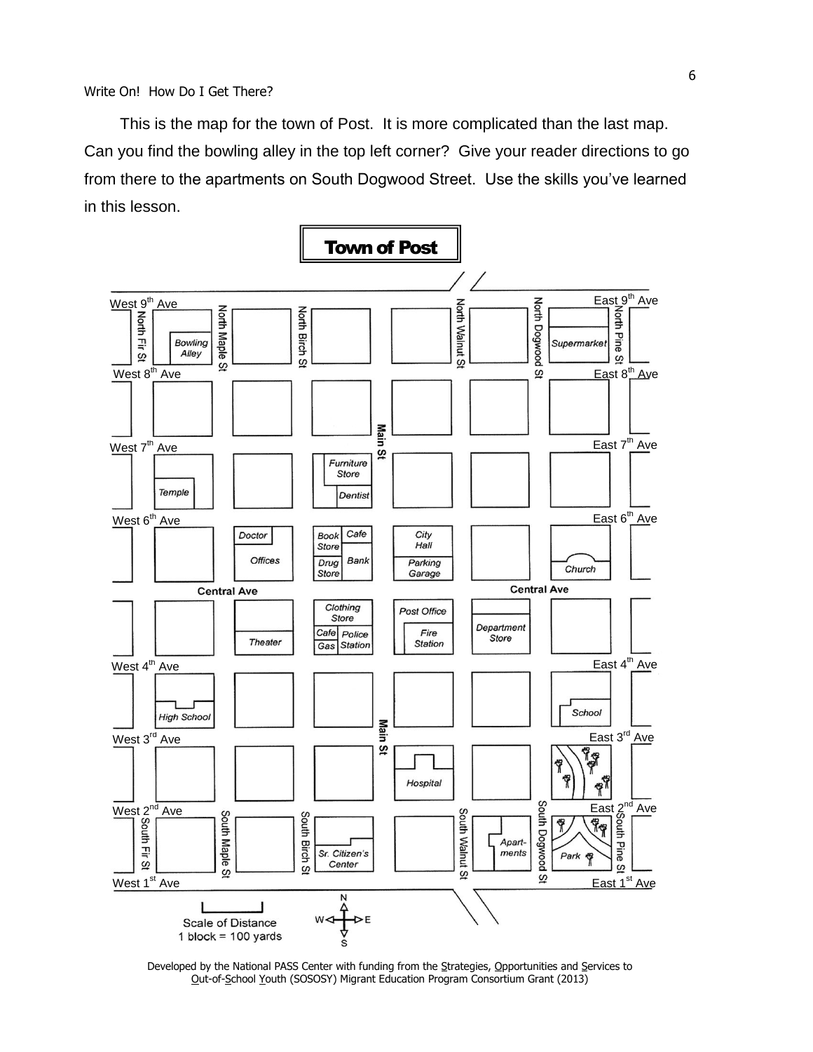This is the map for the town of Post. It is more complicated than the last map. Can you find the bowling alley in the top left corner? Give your reader directions to go from there to the apartments on South Dogwood Street. Use the skills you've learned in this lesson.

**Town of Post**

Scale of Distance
1 block = 100 yards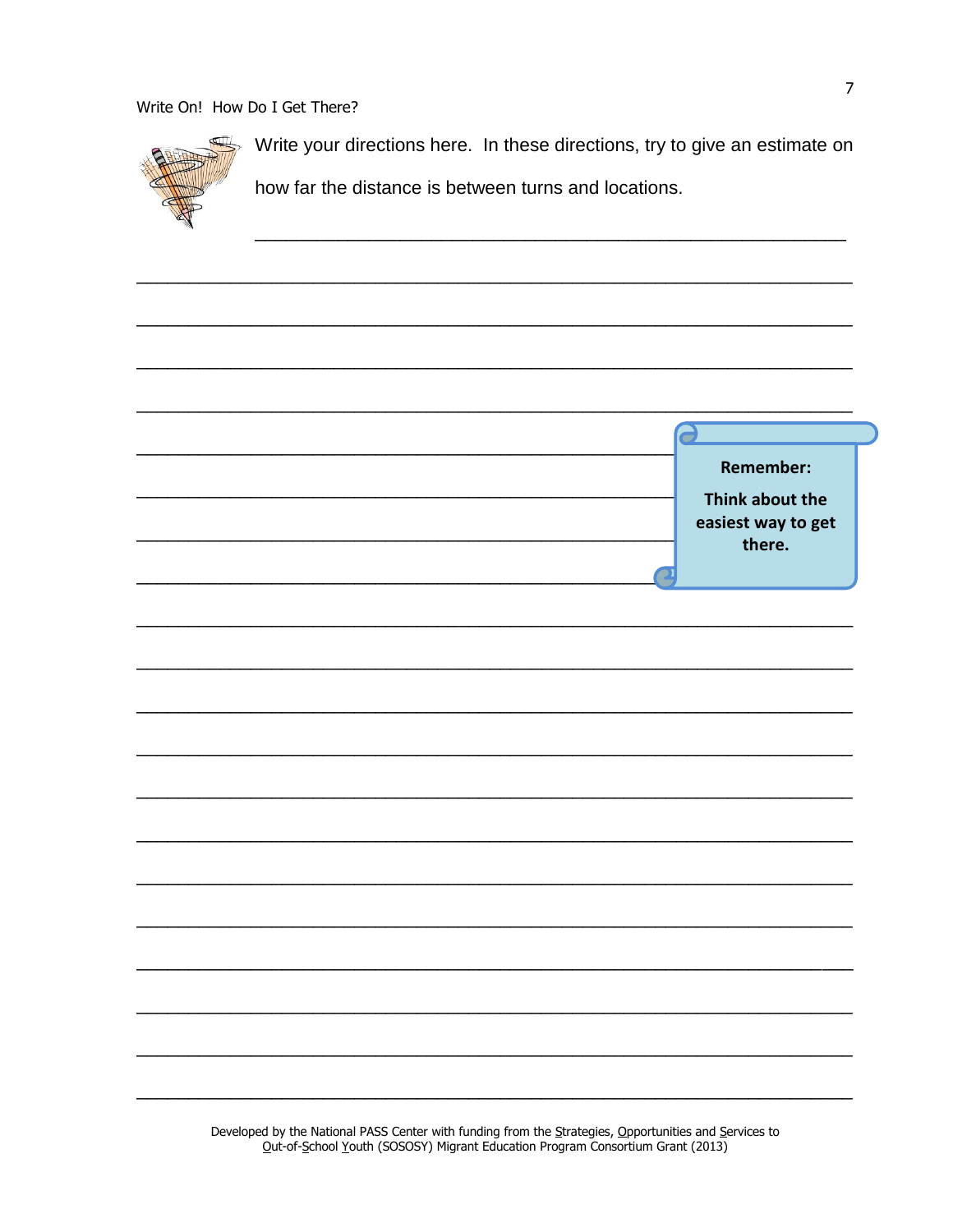Write your directions here. In these directions, try to give an estimate on how far the distance is between turns and locations.

**Remember:**

**Think about the easiest way to get there.**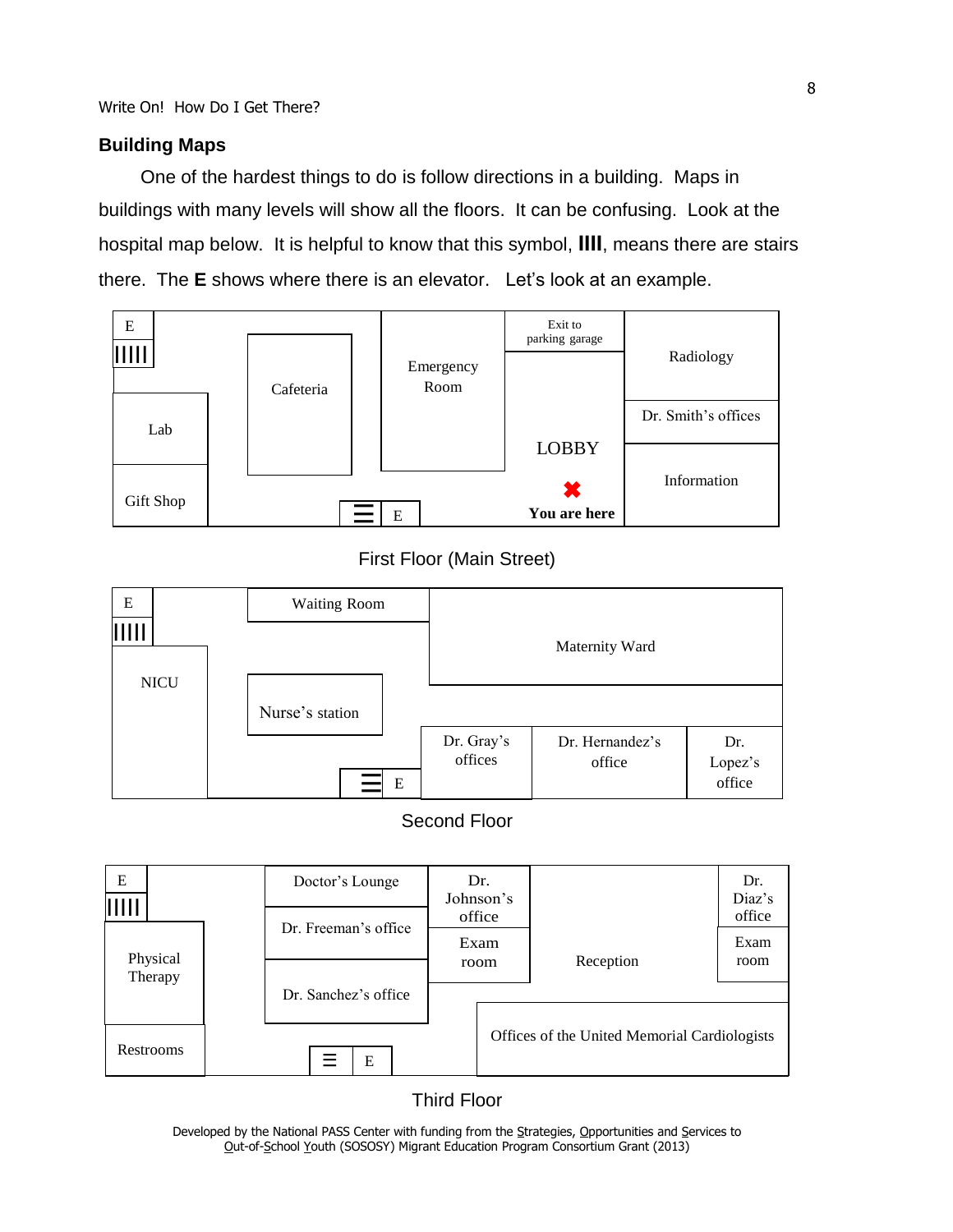## Building Maps

One of the hardest things to do is follow directions in a building. Maps in buildings with many levels will show all the floors. It can be confusing. Look at the hospital map below. It is helpful to know that this symbol, **IIII**, means there are stairs there. The **E** shows where there is an elevator. Let's look at an example.

E

IIIII

Cafeteria

Emergency Room

Exit to parking garage

Radiology

Dr. Smith's offices

Lab

LOBBY

Information

Gift Shop

E

**You are here**

First Floor (Main Street)

E

IIIII

Waiting Room

Maternity Ward

NICU

Nurse's station

Dr. Gray's offices

Dr. Hernandez's office

Dr. Lopez's office

E

Second Floor

E

IIIII

Doctor's Lounge

Dr. Johnson's office

Dr. Diaz's office

Dr. Freeman's office

Exam room

Reception

Exam room

Physical Therapy

Dr. Sanchez's office

Offices of the United Memorial Cardiologists

Restrooms

E

Third Floor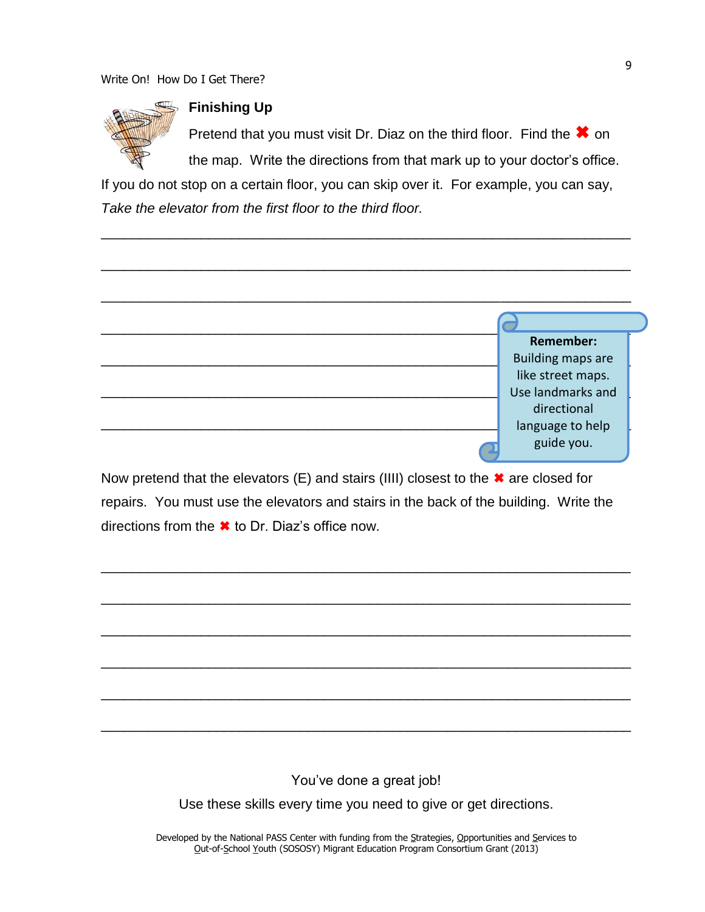## Finishing Up

Pretend that you must visit Dr. Diaz on the third floor. Find the ✖ on the map. Write the directions from that mark up to your doctor's office. If you do not stop on a certain floor, you can skip over it. For example, you can say, *Take the elevator from the first floor to the third floor.*

\_\_\_\_\_\_\_\_\_\_\_\_\_\_\_\_\_\_\_\_\_\_\_\_\_\_\_\_\_\_\_\_\_\_\_\_\_\_\_\_\_\_\_\_\_\_\_\_\_\_\_\_\_\_\_\_\_\_\_\_

\_\_\_\_\_\_\_\_\_\_\_\_\_\_\_\_\_\_\_\_\_\_\_\_\_\_\_\_\_\_\_\_\_\_\_\_\_\_\_\_\_\_\_\_\_\_\_\_\_\_\_\_\_\_\_\_\_\_\_\_

\_\_\_\_\_\_\_\_\_\_\_\_\_\_\_\_\_\_\_\_\_\_\_\_\_\_\_\_\_\_\_\_\_\_\_\_\_\_\_\_\_\_\_\_\_\_\_\_\_\_\_\_\_\_\_\_\_\_\_\_

\_\_\_\_\_\_\_\_\_\_\_\_\_\_\_\_\_\_\_\_\_\_\_\_\_\_\_\_\_\_\_\_\_\_\_\_\_\_\_\_\_\_\_\_

\_\_\_\_\_\_\_\_\_\_\_\_\_\_\_\_\_\_\_\_\_\_\_\_\_\_\_\_\_\_\_\_\_\_\_\_\_\_\_\_\_\_\_\_

\_\_\_\_\_\_\_\_\_\_\_\_\_\_\_\_\_\_\_\_\_\_\_\_\_\_\_\_\_\_\_\_\_\_\_\_\_\_\_\_\_\_\_\_

\_\_\_\_\_\_\_\_\_\_\_\_\_\_\_\_\_\_\_\_\_\_\_\_\_\_\_\_\_\_\_\_\_\_\_\_\_\_\_\_\_\_\_\_

> **Remember:**
> Building maps are like street maps. Use landmarks and directional language to help guide you.

Now pretend that the elevators (E) and stairs (IIII) closest to the ✖ are closed for repairs. You must use the elevators and stairs in the back of the building. Write the directions from the ✖ to Dr. Diaz's office now.

\_\_\_\_\_\_\_\_\_\_\_\_\_\_\_\_\_\_\_\_\_\_\_\_\_\_\_\_\_\_\_\_\_\_\_\_\_\_\_\_\_\_\_\_\_\_\_\_\_\_\_\_\_\_\_\_\_\_\_\_

\_\_\_\_\_\_\_\_\_\_\_\_\_\_\_\_\_\_\_\_\_\_\_\_\_\_\_\_\_\_\_\_\_\_\_\_\_\_\_\_\_\_\_\_\_\_\_\_\_\_\_\_\_\_\_\_\_\_\_\_

\_\_\_\_\_\_\_\_\_\_\_\_\_\_\_\_\_\_\_\_\_\_\_\_\_\_\_\_\_\_\_\_\_\_\_\_\_\_\_\_\_\_\_\_\_\_\_\_\_\_\_\_\_\_\_\_\_\_\_\_

\_\_\_\_\_\_\_\_\_\_\_\_\_\_\_\_\_\_\_\_\_\_\_\_\_\_\_\_\_\_\_\_\_\_\_\_\_\_\_\_\_\_\_\_\_\_\_\_\_\_\_\_\_\_\_\_\_\_\_\_

\_\_\_\_\_\_\_\_\_\_\_\_\_\_\_\_\_\_\_\_\_\_\_\_\_\_\_\_\_\_\_\_\_\_\_\_\_\_\_\_\_\_\_\_\_\_\_\_\_\_\_\_\_\_\_\_\_\_\_\_

\_\_\_\_\_\_\_\_\_\_\_\_\_\_\_\_\_\_\_\_\_\_\_\_\_\_\_\_\_\_\_\_\_\_\_\_\_\_\_\_\_\_\_\_\_\_\_\_\_\_\_\_\_\_\_\_\_\_\_\_

You've done a great job!

Use these skills every time you need to give or get directions.

Developed by the National PASS Center with funding from the Strategies, Opportunities and Services to Out-of-School Youth (SOSOSY) Migrant Education Program Consortium Grant (2013)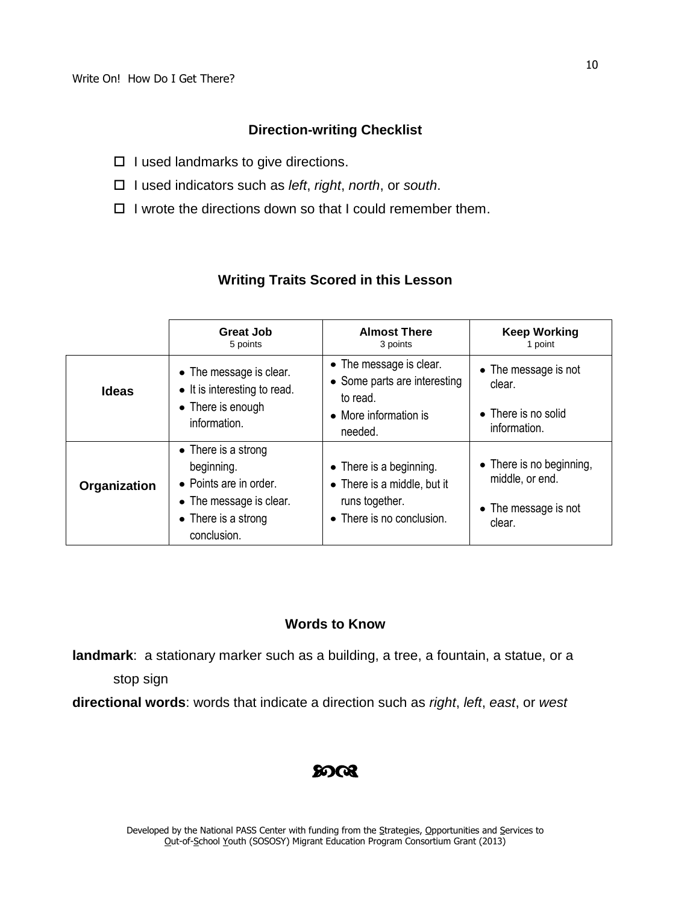## Direction-writing Checklist

- ☐ I used landmarks to give directions.
- ☐ I used indicators such as *left*, *right*, *north*, or *south*.
- ☐ I wrote the directions down so that I could remember them.

## Writing Traits Scored in this Lesson

| | **Great Job** 5 points | **Almost There** 3 points | **Keep Working** 1 point |
|---|---|---|---|
| **Ideas** | • The message is clear.<br>• It is interesting to read.<br>• There is enough information. | • The message is clear.<br>• Some parts are interesting to read.<br>• More information is needed. | • The message is not clear.<br>• There is no solid information. |
| **Organization** | • There is a strong beginning.<br>• Points are in order.<br>• The message is clear.<br>• There is a strong conclusion. | • There is a beginning.<br>• There is a middle, but it runs together.<br>• There is no conclusion. | • There is no beginning, middle, or end.<br>• The message is not clear. |

## Words to Know

**landmark**: a stationary marker such as a building, a tree, a fountain, a statue, or a stop sign

**directional words**: words that indicate a direction such as *right*, *left*, *east*, or *west*

Developed by the National PASS Center with funding from the Strategies, Opportunities and Services to Out-of-School Youth (SOSOSY) Migrant Education Program Consortium Grant (2013)